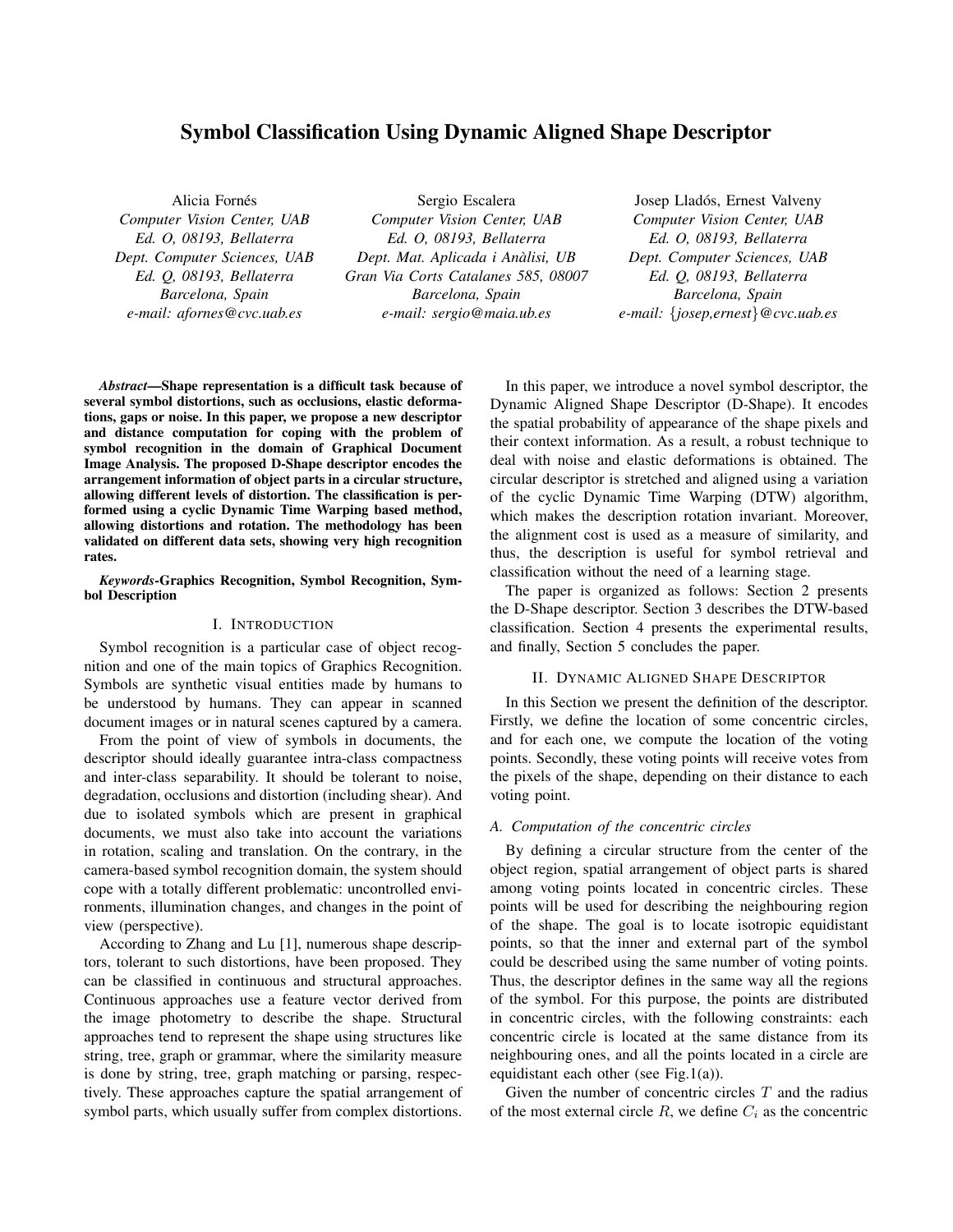# Symbol Classification Using Dynamic Aligned Shape Descriptor

Alicia Fornés
*Computer Vision Center, UAB*
*Ed. O, 08193, Bellaterra*
*Dept. Computer Sciences, UAB*
*Ed. Q, 08193, Bellaterra*
*Barcelona, Spain*
*e-mail: afornes@cvc.uab.es*

Sergio Escalera
*Computer Vision Center, UAB*
*Ed. O, 08193, Bellaterra*
*Dept. Mat. Aplicada i Anàlisi, UB*
*Gran Via Corts Catalanes 585, 08007*
*Barcelona, Spain*
*e-mail: sergio@maia.ub.es*

Josep Lladós, Ernest Valveny
*Computer Vision Center, UAB*
*Ed. O, 08193, Bellaterra*
*Dept. Computer Sciences, UAB*
*Ed. Q, 08193, Bellaterra*
*Barcelona, Spain*
*e-mail: {josep,ernest}@cvc.uab.es*

***Abstract*—Shape representation is a difficult task because of several symbol distortions, such as occlusions, elastic deformations, gaps or noise. In this paper, we propose a new descriptor and distance computation for coping with the problem of symbol recognition in the domain of Graphical Document Image Analysis. The proposed D-Shape descriptor encodes the arrangement information of object parts in a circular structure, allowing different levels of distortion. The classification is performed using a cyclic Dynamic Time Warping based method, allowing distortions and rotation. The methodology has been validated on different data sets, showing very high recognition rates.**

***Keywords*-Graphics Recognition, Symbol Recognition, Symbol Description**

## I. Introduction

Symbol recognition is a particular case of object recognition and one of the main topics of Graphics Recognition. Symbols are synthetic visual entities made by humans to be understood by humans. They can appear in scanned document images or in natural scenes captured by a camera.

From the point of view of symbols in documents, the descriptor should ideally guarantee intra-class compactness and inter-class separability. It should be tolerant to noise, degradation, occlusions and distortion (including shear). And due to isolated symbols which are present in graphical documents, we must also take into account the variations in rotation, scaling and translation. On the contrary, in the camera-based symbol recognition domain, the system should cope with a totally different problematic: uncontrolled environments, illumination changes, and changes in the point of view (perspective).

According to Zhang and Lu [1], numerous shape descriptors, tolerant to such distortions, have been proposed. They can be classified in continuous and structural approaches. Continuous approaches use a feature vector derived from the image photometry to describe the shape. Structural approaches tend to represent the shape using structures like string, tree, graph or grammar, where the similarity measure is done by string, tree, graph matching or parsing, respectively. These approaches capture the spatial arrangement of symbol parts, which usually suffer from complex distortions.

In this paper, we introduce a novel symbol descriptor, the Dynamic Aligned Shape Descriptor (D-Shape). It encodes the spatial probability of appearance of the shape pixels and their context information. As a result, a robust technique to deal with noise and elastic deformations is obtained. The circular descriptor is stretched and aligned using a variation of the cyclic Dynamic Time Warping (DTW) algorithm, which makes the description rotation invariant. Moreover, the alignment cost is used as a measure of similarity, and thus, the description is useful for symbol retrieval and classification without the need of a learning stage.

The paper is organized as follows: Section 2 presents the D-Shape descriptor. Section 3 describes the DTW-based classification. Section 4 presents the experimental results, and finally, Section 5 concludes the paper.

## II. Dynamic Aligned Shape Descriptor

In this Section we present the definition of the descriptor. Firstly, we define the location of some concentric circles, and for each one, we compute the location of the voting points. Secondly, these voting points will receive votes from the pixels of the shape, depending on their distance to each voting point.

### A. Computation of the concentric circles

By defining a circular structure from the center of the object region, spatial arrangement of object parts is shared among voting points located in concentric circles. These points will be used for describing the neighbouring region of the shape. The goal is to locate isotropic equidistant points, so that the inner and external part of the symbol could be described using the same number of voting points. Thus, the descriptor defines in the same way all the regions of the symbol. For this purpose, the points are distributed in concentric circles, with the following constraints: each concentric circle is located at the same distance from its neighbouring ones, and all the points located in a circle are equidistant each other (see Fig.1(a)).

Given the number of concentric circles $T$ and the radius of the most external circle $R$, we define $C_i$ as the concentric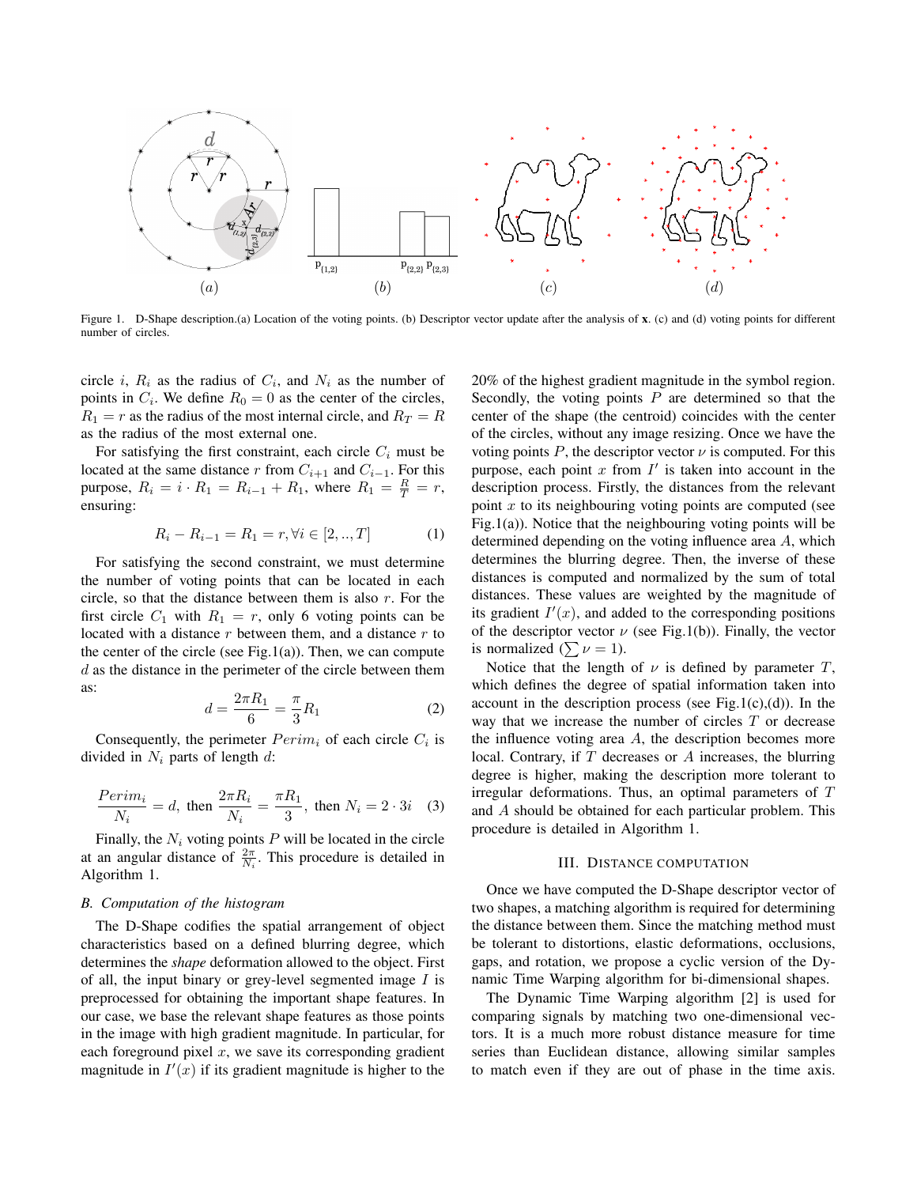Figure 1. D-Shape description.(a) Location of the voting points. (b) Descriptor vector update after the analysis of **x**. (c) and (d) voting points for different number of circles.

circle $i$, $R_i$ as the radius of $C_i$, and $N_i$ as the number of points in $C_i$. We define $R_0 = 0$ as the center of the circles, $R_1 = r$ as the radius of the most internal circle, and $R_T = R$ as the radius of the most external one.

For satisfying the first constraint, each circle $C_i$ must be located at the same distance $r$ from $C_{i+1}$ and $C_{i-1}$. For this purpose, $R_i = i \cdot R_1 = R_{i-1} + R_1$, where $R_1 = \frac{R}{T} = r$, ensuring:

$$R_i - R_{i-1} = R_1 = r, \forall i \in [2, .., T] \quad (1)$$

For satisfying the second constraint, we must determine the number of voting points that can be located in each circle, so that the distance between them is also $r$. For the first circle $C_1$ with $R_1 = r$, only 6 voting points can be located with a distance $r$ between them, and a distance $r$ to the center of the circle (see Fig.1(a)). Then, we can compute $d$ as the distance in the perimeter of the circle between them as:

$$d = \frac{2\pi R_1}{6} = \frac{\pi}{3} R_1 \quad (2)$$

Consequently, the perimeter $Perim_i$ of each circle $C_i$ is divided in $N_i$ parts of length $d$:

$$\frac{Perim_i}{N_i} = d, \text{ then } \frac{2\pi R_i}{N_i} = \frac{\pi R_1}{3}, \text{ then } N_i = 2 \cdot 3i \quad (3)$$

Finally, the $N_i$ voting points $P$ will be located in the circle at an angular distance of $\frac{2\pi}{N_i}$. This procedure is detailed in Algorithm 1.

### B. Computation of the histogram

The D-Shape codifies the spatial arrangement of object characteristics based on a defined blurring degree, which determines the *shape* deformation allowed to the object. First of all, the input binary or grey-level segmented image $I$ is preprocessed for obtaining the important shape features. In our case, we base the relevant shape features as those points in the image with high gradient magnitude. In particular, for each foreground pixel $x$, we save its corresponding gradient magnitude in $I'(x)$ if its gradient magnitude is higher to the 20% of the highest gradient magnitude in the symbol region. Secondly, the voting points $P$ are determined so that the center of the shape (the centroid) coincides with the center of the circles, without any image resizing. Once we have the voting points $P$, the descriptor vector $\nu$ is computed. For this purpose, each point $x$ from $I'$ is taken into account in the description process. Firstly, the distances from the relevant point $x$ to its neighbouring voting points are computed (see Fig.1(a)). Notice that the neighbouring voting points will be determined depending on the voting influence area $A$, which determines the blurring degree. Then, the inverse of these distances is computed and normalized by the sum of total distances. These values are weighted by the magnitude of its gradient $I'(x)$, and added to the corresponding positions of the descriptor vector $\nu$ (see Fig.1(b)). Finally, the vector is normalized ($\sum \nu = 1$).

Notice that the length of $\nu$ is defined by parameter $T$, which defines the degree of spatial information taken into account in the description process (see Fig.1(c),(d)). In the way that we increase the number of circles $T$ or decrease the influence voting area $A$, the description becomes more local. Contrary, if $T$ decreases or $A$ increases, the blurring degree is higher, making the description more tolerant to irregular deformations. Thus, an optimal parameters of $T$ and $A$ should be obtained for each particular problem. This procedure is detailed in Algorithm 1.

## III. Distance computation

Once we have computed the D-Shape descriptor vector of two shapes, a matching algorithm is required for determining the distance between them. Since the matching method must be tolerant to distortions, elastic deformations, occlusions, gaps, and rotation, we propose a cyclic version of the Dynamic Time Warping algorithm for bi-dimensional shapes.

The Dynamic Time Warping algorithm [2] is used for comparing signals by matching two one-dimensional vectors. It is a much more robust distance measure for time series than Euclidean distance, allowing similar samples to match even if they are out of phase in the time axis.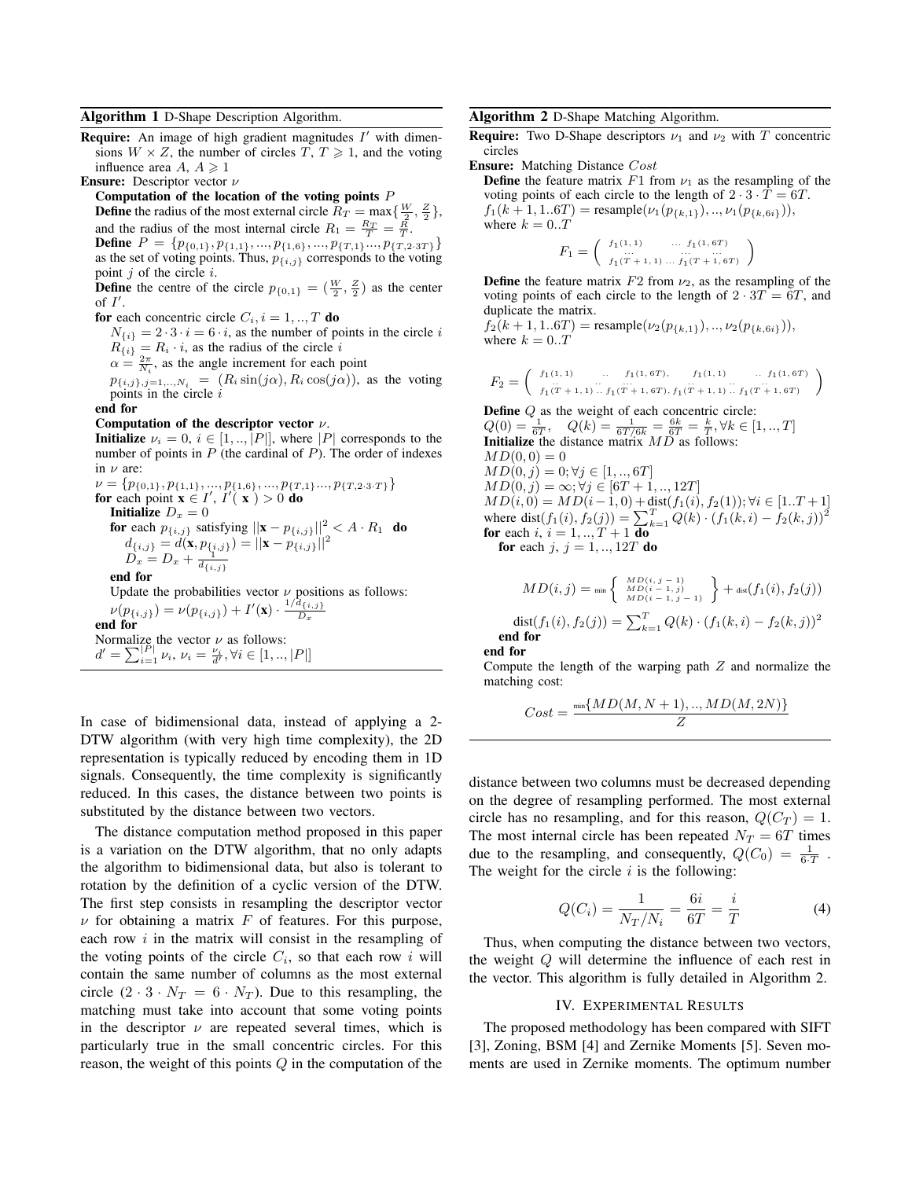**Algorithm 1** D-Shape Description Algorithm.

**Require:** An image of high gradient magnitudes $I'$ with dimensions $W \times Z$, the number of circles $T$, $T \geqslant 1$, and the voting influence area $A$, $A \geqslant 1$

**Ensure:** Descriptor vector $\nu$

**Computation of the location of the voting points** $P$

**Define** the radius of the most external circle $R_T = \max\{\frac{W}{2}, \frac{Z}{2}\}$, and the radius of the most internal circle $R_1 = \frac{R_T}{T} = \frac{R}{T}$.

**Define** $P = \{p_{\{0,1\}}, p_{\{1,1\}}, ..., p_{\{1,6\}}, ..., p_{\{T,1\}} ..., p_{\{T,2\cdot 3T\}}\}$ as the set of voting points. Thus, $p_{\{i,j\}}$ corresponds to the voting point $j$ of the circle $i$.

**Define** the centre of the circle $p_{\{0,1\}} = (\frac{W}{2}, \frac{Z}{2})$ as the center of $I'$.

**for** each concentric circle $C_i, i = 1, .., T$ **do**

$N_{\{i\}} = 2 \cdot 3 \cdot i = 6 \cdot i$, as the number of points in the circle $i$

$R_{\{i\}} = R_i \cdot i$, as the radius of the circle $i$

$\alpha = \frac{2\pi}{N_i}$, as the angle increment for each point

$p_{\{i,j\},j=1,..,N_i} = (R_i \sin(j\alpha), R_i \cos(j\alpha))$, as the voting points in the circle $i$

**end for**

**Computation of the descriptor vector** $\nu$.

**Initialize** $\nu_i = 0$, $i \in [1, .., |P|]$, where $|P|$ corresponds to the number of points in $P$ (the cardinal of $P$). The order of indexes in $\nu$ are:

$\nu = \{p_{\{0,1\}}, p_{\{1,1\}}, ..., p_{\{1,6\}}, ..., p_{\{T,1\}} ..., p_{\{T,2\cdot 3\cdot T\}}\}$

**for** each point $\mathbf{x} \in I'$, $I'(\mathbf{x}) > 0$ **do**

**Initialize** $D_x = 0$

**for** each $p_{\{i,j\}}$ satisfying $||\mathbf{x} - p_{\{i,j\}}||^2 < A \cdot R_1$ **do**

$d_{\{i,j\}} = d(\mathbf{x}, p_{\{i,j\}}) = ||\mathbf{x} - p_{\{i,j\}}||^2$

$D_x = D_x + \frac{1}{d_{\{i,j\}}}$

**end for**

Update the probabilities vector $\nu$ positions as follows:

$\nu(p_{\{i,j\}}) = \nu(p_{\{i,j\}}) + I'(\mathbf{x}) \cdot \frac{1/d_{\{i,j\}}}{D_x}$

**end for**

Normalize the vector $\nu$ as follows:

$d' = \sum_{i=1}^{|P|} \nu_i$, $\nu_i = \frac{\nu_i}{d'}, \forall i \in [1, .., |P|]$

In case of bidimensional data, instead of applying a 2-DTW algorithm (with very high time complexity), the 2D representation is typically reduced by encoding them in 1D signals. Consequently, the time complexity is significantly reduced. In this cases, the distance between two points is substituted by the distance between two vectors.

The distance computation method proposed in this paper is a variation on the DTW algorithm, that no only adapts the algorithm to bidimensional data, but also is tolerant to rotation by the definition of a cyclic version of the DTW. The first step consists in resampling the descriptor vector $\nu$ for obtaining a matrix $F$ of features. For this purpose, each row $i$ in the matrix will consist in the resampling of the voting points of the circle $C_i$, so that each row $i$ will contain the same number of columns as the most external circle ($2 \cdot 3 \cdot N_T = 6 \cdot N_T$). Due to this resampling, the matching must take into account that some voting points in the descriptor $\nu$ are repeated several times, which is particularly true in the small concentric circles. For this reason, the weight of this points $Q$ in the computation of the

**Algorithm 2** D-Shape Matching Algorithm.

**Require:** Two D-Shape descriptors $\nu_1$ and $\nu_2$ with $T$ concentric circles

**Ensure:** Matching Distance $Cost$

**Define** the feature matrix $F1$ from $\nu_1$ as the resampling of the voting points of each circle to the length of $2 \cdot 3 \cdot T = 6T$.

$f_1(k+1, 1..6T) = \text{resample}(\nu_1(p_{\{k,1\}}), .., \nu_1(p_{\{k,6i\}}))$, where $k = 0..T$

$$F_1 = \begin{pmatrix} f_1(1,1) & \dots & f_1(1,6T) \\ \dots & \dots & \dots \\ f_1(T+1,1) & \dots & f_1(T+1,6T) \end{pmatrix}$$

**Define** the feature matrix $F2$ from $\nu_2$, as the resampling of the voting points of each circle to the length of $2 \cdot 3T = 6T$, and duplicate the matrix.

$f_2(k+1, 1..6T) = \text{resample}(\nu_2(p_{\{k,1\}}), .., \nu_2(p_{\{k,6i\}}))$, where $k = 0..T$

$$F_2 = \begin{pmatrix} f_1(1,1) & .. & f_1(1,6T), & f_1(1,1) & .. & f_1(1,6T) \\ .. & .. & .. & .. & .. & .. \\ f_1(T+1,1) & .. & f_1(T+1,6T), & f_1(T+1,1) & .. & f_1(T+1,6T) \end{pmatrix}$$

**Define** $Q$ as the weight of each concentric circle:

$Q(0) = \frac{1}{6T}$, $\quad Q(k) = \frac{1}{6T/6k} = \frac{6k}{6T} = \frac{k}{T}, \forall k \in [1, .., T]$

**Initialize** the distance matrix $MD$ as follows:

$MD(0,0) = 0$

$MD(0,j) = 0; \forall j \in [1, .., 6T]$

$MD(0,j) = \infty; \forall j \in [6T+1, .., 12T]$

$MD(i,0) = MD(i-1,0) + \text{dist}(f_1(i), f_2(1)); \forall i \in [1..T+1]$

where $\text{dist}(f_1(i), f_2(j)) = \sum_{k=1}^{T} Q(k) \cdot (f_1(k,i) - f_2(k,j))^2$

**for** each $i$, $i = 1, .., T+1$ **do**

**for** each $j$, $j = 1, .., 12T$ **do**

$$MD(i,j) = \min \left\{ \begin{array}{l} MD(i, j-1) \\ MD(i-1, j) \\ MD(i-1, j-1) \end{array} \right\} + \text{dist}(f_1(i), f_2(j))$$

$$\text{dist}(f_1(i), f_2(j)) = \sum_{k=1}^{T} Q(k) \cdot (f_1(k,i) - f_2(k,j))^2$$

**end for**

**end for**

Compute the length of the warping path $Z$ and normalize the matching cost:

$$Cost = \frac{\min\{MD(M, N+1), .., MD(M, 2N)\}}{Z}$$

distance between two columns must be decreased depending on the degree of resampling performed. The most external circle has no resampling, and for this reason, $Q(C_T) = 1$. The most internal circle has been repeated $N_T = 6T$ times due to the resampling, and consequently, $Q(C_0) = \frac{1}{6 \cdot T}$. The weight for the circle $i$ is the following:

$$Q(C_i) = \frac{1}{N_T/N_i} = \frac{6i}{6T} = \frac{i}{T} \tag{4}$$

Thus, when computing the distance between two vectors, the weight $Q$ will determine the influence of each rest in the vector. This algorithm is fully detailed in Algorithm 2.

## IV. Experimental Results

The proposed methodology has been compared with SIFT [3], Zoning, BSM [4] and Zernike Moments [5]. Seven moments are used in Zernike moments. The optimum number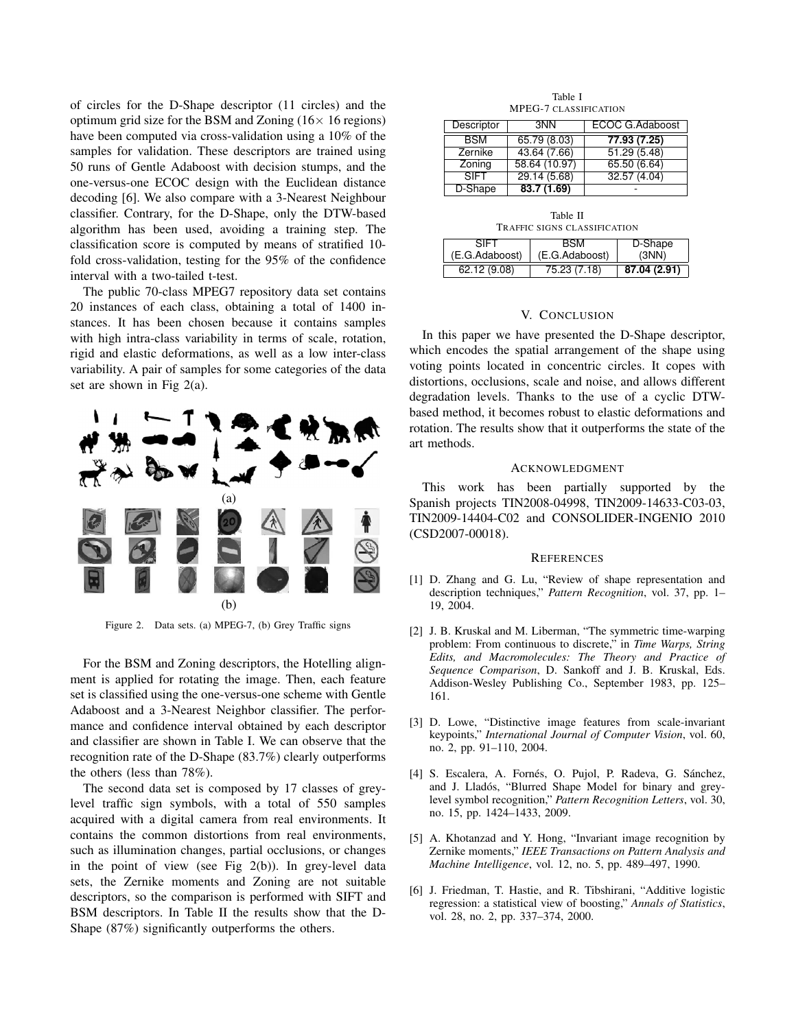of circles for the D-Shape descriptor (11 circles) and the optimum grid size for the BSM and Zoning ($16\times 16$ regions) have been computed via cross-validation using a 10% of the samples for validation. These descriptors are trained using 50 runs of Gentle Adaboost with decision stumps, and the one-versus-one ECOC design with the Euclidean distance decoding [6]. We also compare with a 3-Nearest Neighbour classifier. Contrary, for the D-Shape, only the DTW-based algorithm has been used, avoiding a training step. The classification score is computed by means of stratified 10-fold cross-validation, testing for the 95% of the confidence interval with a two-tailed t-test.

The public 70-class MPEG7 repository data set contains 20 instances of each class, obtaining a total of 1400 instances. It has been chosen because it contains samples with high intra-class variability in terms of scale, rotation, rigid and elastic deformations, as well as a low inter-class variability. A pair of samples for some categories of the data set are shown in Fig 2(a).

(a)

(b)

Figure 2. Data sets. (a) MPEG-7, (b) Grey Traffic signs

For the BSM and Zoning descriptors, the Hotelling alignment is applied for rotating the image. Then, each feature set is classified using the one-versus-one scheme with Gentle Adaboost and a 3-Nearest Neighbor classifier. The performance and confidence interval obtained by each descriptor and classifier are shown in Table I. We can observe that the recognition rate of the D-Shape (83.7%) clearly outperforms the others (less than 78%).

The second data set is composed by 17 classes of grey-level traffic sign symbols, with a total of 550 samples acquired with a digital camera from real environments. It contains the common distortions from real environments, such as illumination changes, partial occlusions, or changes in the point of view (see Fig 2(b)). In grey-level data sets, the Zernike moments and Zoning are not suitable descriptors, so the comparison is performed with SIFT and BSM descriptors. In Table II the results show that the D-Shape (87%) significantly outperforms the others.

Table I
MPEG-7 CLASSIFICATION

| Descriptor | 3NN | ECOC G.Adaboost |
|---|---|---|
| BSM | 65.79 (8.03) | **77.93 (7.25)** |
| Zernike | 43.64 (7.66) | 51.29 (5.48) |
| Zoning | 58.64 (10.97) | 65.50 (6.64) |
| SIFT | 29.14 (5.68) | 32.57 (4.04) |
| D-Shape | **83.7 (1.69)** | - |

Table II
TRAFFIC SIGNS CLASSIFICATION

| SIFT (E.G.Adaboost) | BSM (E.G.Adaboost) | D-Shape (3NN) |
|---|---|---|
| 62.12 (9.08) | 75.23 (7.18) | **87.04 (2.91)** |

## V. CONCLUSION

In this paper we have presented the D-Shape descriptor, which encodes the spatial arrangement of the shape using voting points located in concentric circles. It copes with distortions, occlusions, scale and noise, and allows different degradation levels. Thanks to the use of a cyclic DTW-based method, it becomes robust to elastic deformations and rotation. The results show that it outperforms the state of the art methods.

## ACKNOWLEDGMENT

This work has been partially supported by the Spanish projects TIN2008-04998, TIN2009-14633-C03-03, TIN2009-14404-C02 and CONSOLIDER-INGENIO 2010 (CSD2007-00018).

## REFERENCES

[1] D. Zhang and G. Lu, "Review of shape representation and description techniques," *Pattern Recognition*, vol. 37, pp. 1–19, 2004.

[2] J. B. Kruskal and M. Liberman, "The symmetric time-warping problem: From continuous to discrete," in *Time Warps, String Edits, and Macromolecules: The Theory and Practice of Sequence Comparison*, D. Sankoff and J. B. Kruskal, Eds. Addison-Wesley Publishing Co., September 1983, pp. 125–161.

[3] D. Lowe, "Distinctive image features from scale-invariant keypoints," *International Journal of Computer Vision*, vol. 60, no. 2, pp. 91–110, 2004.

[4] S. Escalera, A. Fornés, O. Pujol, P. Radeva, G. Sánchez, and J. Lladós, "Blurred Shape Model for binary and grey-level symbol recognition," *Pattern Recognition Letters*, vol. 30, no. 15, pp. 1424–1433, 2009.

[5] A. Khotanzad and Y. Hong, "Invariant image recognition by Zernike moments," *IEEE Transactions on Pattern Analysis and Machine Intelligence*, vol. 12, no. 5, pp. 489–497, 1990.

[6] J. Friedman, T. Hastie, and R. Tibshirani, "Additive logistic regression: a statistical view of boosting," *Annals of Statistics*, vol. 28, no. 2, pp. 337–374, 2000.